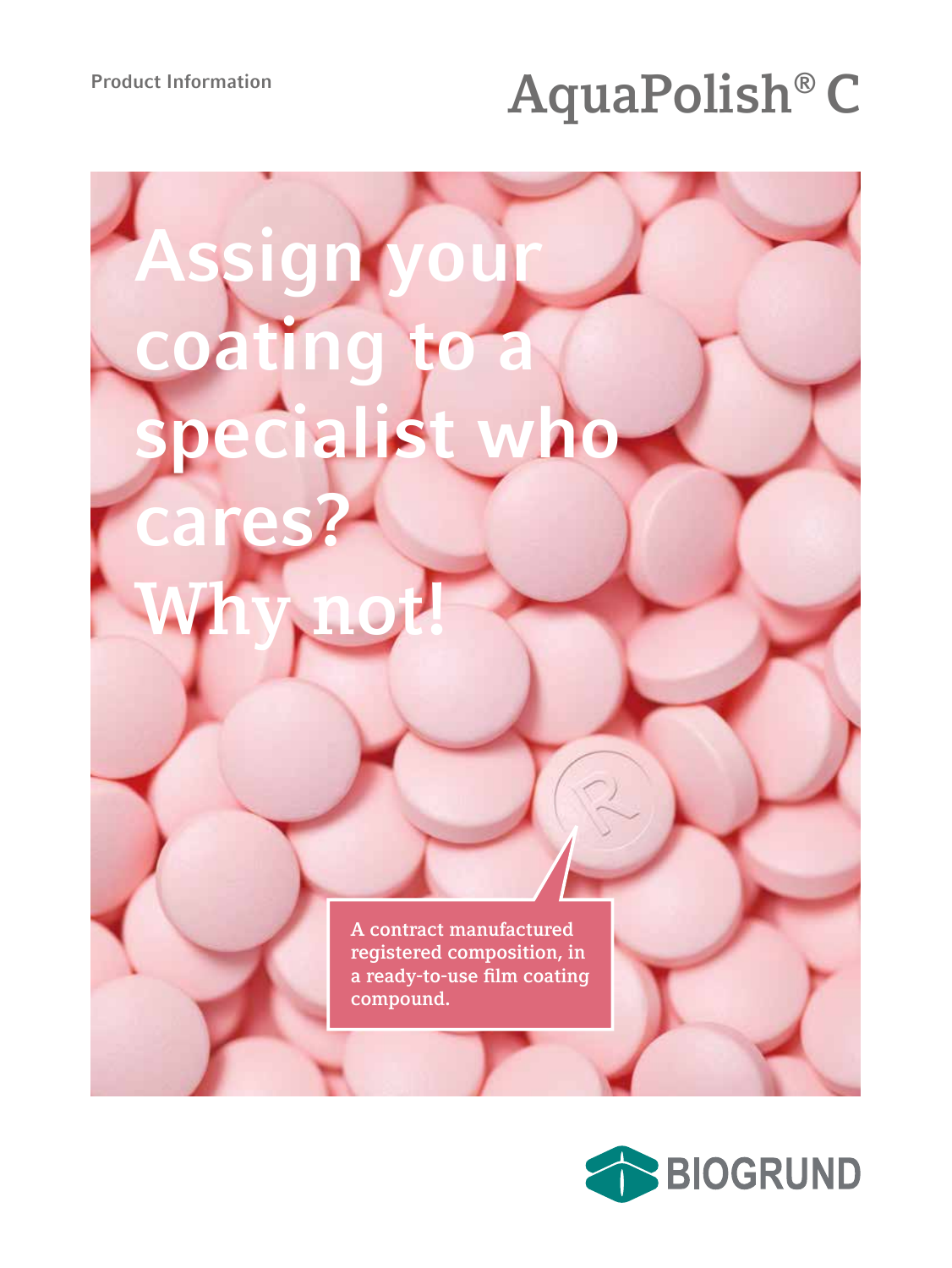Product Information

# AquaPolish® C

## Assign your coating to a specialist who cares? Why not!

A contract manufactured registered composition, in a ready-to-use film coating compound.

BIOGRUND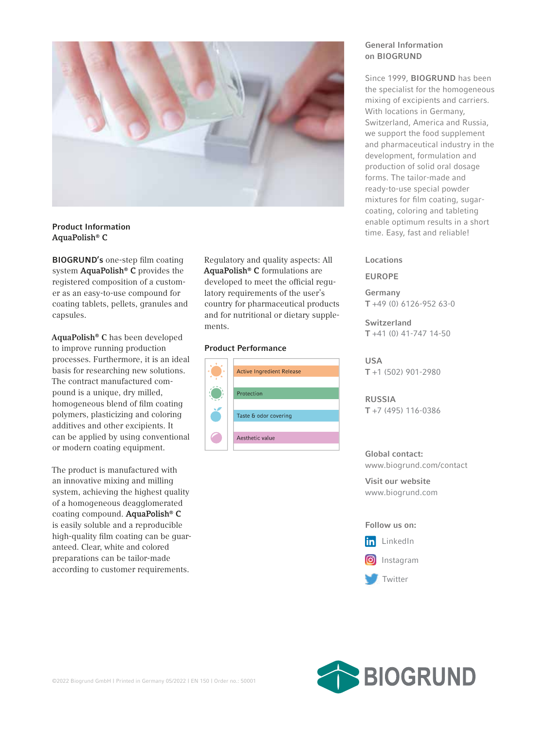## Product Information AquaPolish® C

**BIOGRUND's** one-step film coating system **AquaPolish® C** provides the registered composition of a customer as an easy-to-use compound for coating tablets, pellets, granules and capsules.

**AquaPolish® C** has been developed to improve running production processes. Furthermore, it is an ideal basis for researching new solutions. The contract manufactured compound is a unique, dry milled, homogeneous blend of film coating polymers, plasticizing and coloring additives and other excipients. It can be applied by using conventional or modern coating equipment.

The product is manufactured with an innovative mixing and milling system, achieving the highest quality of a homogeneous deagglomerated coating compound. **AquaPolish® C** is easily soluble and a reproducible high-quality film coating can be guaranteed. Clear, white and colored preparations can be tailor-made according to customer requirements.

Regulatory and quality aspects: All **AquaPolish® C** formulations are developed to meet the official regulatory requirements of the user's country for pharmaceutical products and for nutritional or dietary supplements.

### Product Performance

Active Ingredient Release

Protection

Taste & odor covering

Aesthetic value

## General Information on BIOGRUND

Since 1999, **BIOGRUND** has been the specialist for the homogeneous mixing of excipients and carriers. With locations in Germany, Switzerland, America and Russia, we support the food supplement and pharmaceutical industry in the development, formulation and production of solid oral dosage forms. The tailor-made and ready-to-use special powder mixtures for film coating, sugar-coating, coloring and tableting enable optimum results in a short time. Easy, fast and reliable!

### Locations

**EUROPE**

**Germany**
**T** +49 (0) 6126-952 63-0

**Switzerland**
**T** +41 (0) 41-747 14-50

**USA**
**T** +1 (502) 901-2980

**RUSSIA**
**T** +7 (495) 116-0386

**Global contact:**
www.biogrund.com/contact

**Visit our website**
www.biogrund.com

**Follow us on:**

- LinkedIn
- Instagram
- Twitter

©2022 Biogrund GmbH | Printed in Germany 05/2022 | EN 150 | Order no.: 50001

BIOGRUND